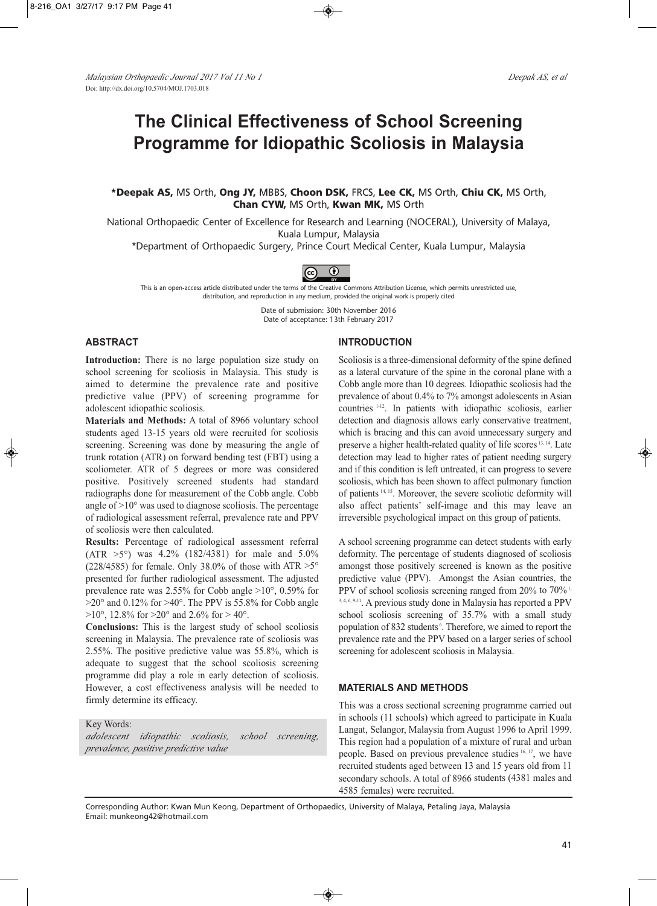# The Clinical Effectiveness of School Screening Programme for Idiopathic Scoliosis in Malaysia

**\*Deepak AS,** MS Orth, **Ong JY,** MBBS, **Choon DSK,** FRCS, **Lee CK,** MS Orth, **Chiu CK,** MS Orth, **Chan CYW,** MS Orth, **Kwan MK,** MS Orth

National Orthopaedic Center of Excellence for Research and Learning (NOCERAL), University of Malaya, Kuala Lumpur, Malaysia

*Department of Orthopaedic Surgery, Prince Court Medical Center, Kuala Lumpur, Malaysia

This is an open-access article distributed under the terms of the Creative Commons Attribution License, which permits unrestricted use, distribution, and reproduction in any medium, provided the original work is properly cited

Date of submission: 30th November 2016
Date of acceptance: 13th February 2017

## ABSTRACT

**Introduction:** There is no large population size study on school screening for scoliosis in Malaysia. This study is aimed to determine the prevalence rate and positive predictive value (PPV) of screening programme for adolescent idiopathic scoliosis.

**Materials and Methods:** A total of 8966 voluntary school students aged 13-15 years old were recruited for scoliosis screening. Screening was done by measuring the angle of trunk rotation (ATR) on forward bending test (FBT) using a scoliometer. ATR of 5 degrees or more was considered positive. Positively screened students had standard radiographs done for measurement of the Cobb angle. Cobb angle of >10° was used to diagnose scoliosis. The percentage of radiological assessment referral, prevalence rate and PPV of scoliosis were then calculated.

**Results:** Percentage of radiological assessment referral (ATR >5°) was 4.2% (182/4381) for male and 5.0% (228/4585) for female. Only 38.0% of those with ATR >5° presented for further radiological assessment. The adjusted prevalence rate was 2.55% for Cobb angle >10°, 0.59% for >20° and 0.12% for >40°. The PPV is 55.8% for Cobb angle >10°, 12.8% for >20° and 2.6% for > 40°.

**Conclusions:** This is the largest study of school scoliosis screening in Malaysia. The prevalence rate of scoliosis was 2.55%. The positive predictive value was 55.8%, which is adequate to suggest that the school scoliosis screening programme did play a role in early detection of scoliosis. However, a cost effectiveness analysis will be needed to firmly determine its efficacy.

Key Words:
*adolescent idiopathic scoliosis, school screening, prevalence, positive predictive value*

## INTRODUCTION

Scoliosis is a three-dimensional deformity of the spine defined as a lateral curvature of the spine in the coronal plane with a Cobb angle more than 10 degrees. Idiopathic scoliosis had the prevalence of about 0.4% to 7% amongst adolescents in Asian countries [1-12]. In patients with idiopathic scoliosis, earlier detection and diagnosis allows early conservative treatment, which is bracing and this can avoid unnecessary surgery and preserve a higher health-related quality of life scores [13, 14]. Late detection may lead to higher rates of patient needing surgery and if this condition is left untreated, it can progress to severe scoliosis, which has been shown to affect pulmonary function of patients [14, 15]. Moreover, the severe scoliotic deformity will also affect patients' self-image and this may leave an irreversible psychological impact on this group of patients.

A school screening programme can detect students with early deformity. The percentage of students diagnosed of scoliosis amongst those positively screened is known as the positive predictive value (PPV). Amongst the Asian countries, the PPV of school scoliosis screening ranged from 20% to 70% [1, 3, 4, 6, 9-11]. A previous study done in Malaysia has reported a PPV school scoliosis screening of 35.7% with a small study population of 832 students [6]. Therefore, we aimed to report the prevalence rate and the PPV based on a larger series of school screening for adolescent scoliosis in Malaysia.

## MATERIALS AND METHODS

This was a cross sectional screening programme carried out in schools (11 schools) which agreed to participate in Kuala Langat, Selangor, Malaysia from August 1996 to April 1999. This region had a population of a mixture of rural and urban people. Based on previous prevalence studies [16, 17], we have recruited students aged between 13 and 15 years old from 11 secondary schools. A total of 8966 students (4381 males and 4585 females) were recruited.

Corresponding Author: Kwan Mun Keong, Department of Orthopaedics, University of Malaya, Petaling Jaya, Malaysia
Email: munkeong42@hotmail.com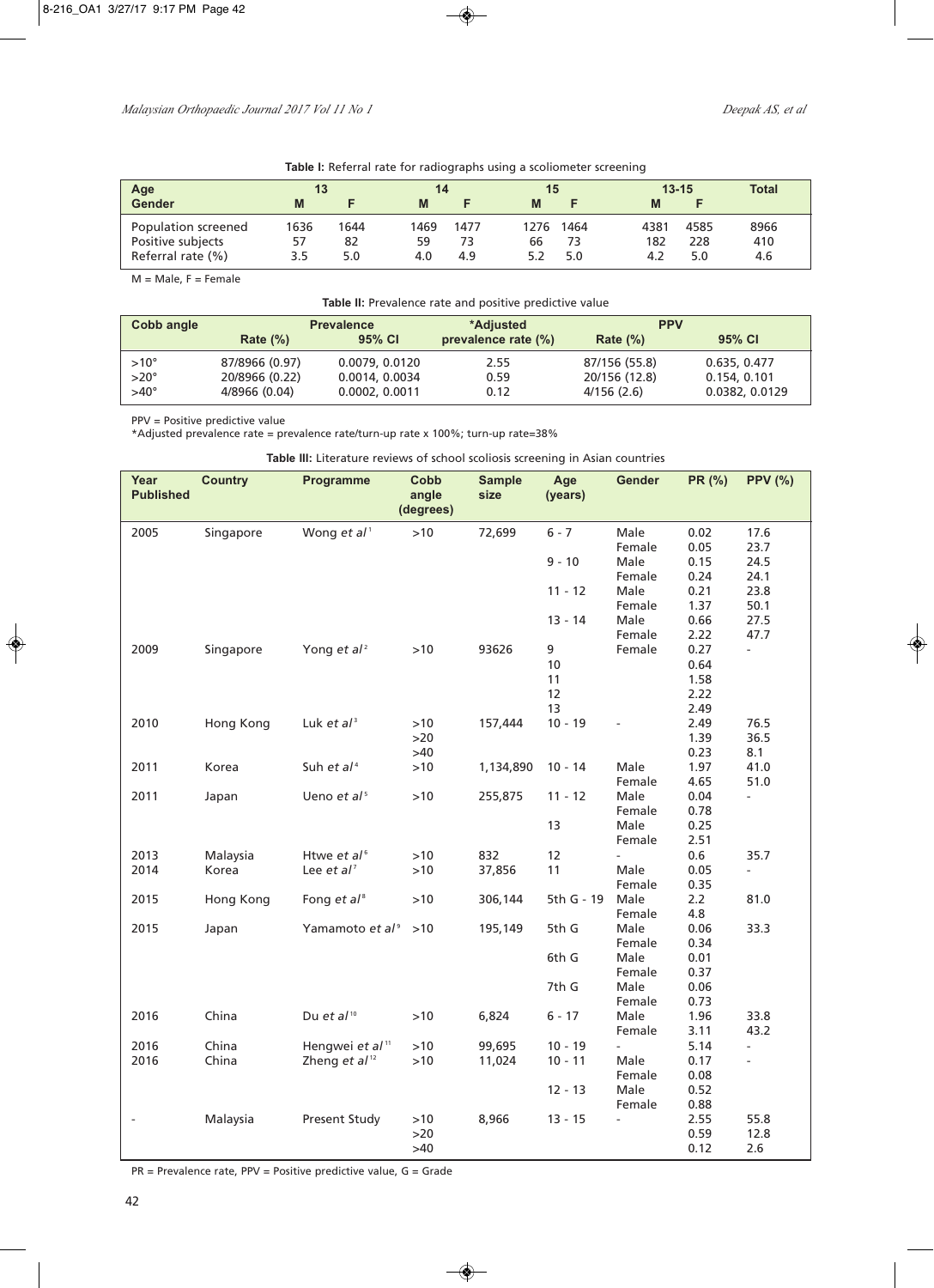**Table I:** Referral rate for radiographs using a scoliometer screening

| Age | 13 | | 14 | | 15 | | 13-15 | | Total |
|---|---|---|---|---|---|---|---|---|---|
| Gender | M | F | M | F | M | F | M | F | |
| Population screened | 1636 | 1644 | 1469 | 1477 | 1276 | 1464 | 4381 | 4585 | 8966 |
| Positive subjects | 57 | 82 | 59 | 73 | 66 | 73 | 182 | 228 | 410 |
| Referral rate (%) | 3.5 | 5.0 | 4.0 | 4.9 | 5.2 | 5.0 | 4.2 | 5.0 | 4.6 |

M = Male, F = Female

**Table II:** Prevalence rate and positive predictive value

| Cobb angle | Prevalence | | *Adjusted | PPV | |
|---|---|---|---|---|---|
| | Rate (%) | 95% CI | prevalence rate (%) | Rate (%) | 95% CI |
| >10° | 87/8966 (0.97) | 0.0079, 0.0120 | 2.55 | 87/156 (55.8) | 0.635, 0.477 |
| >20° | 20/8966 (0.22) | 0.0014, 0.0034 | 0.59 | 20/156 (12.8) | 0.154, 0.101 |
| >40° | 4/8966 (0.04) | 0.0002, 0.0011 | 0.12 | 4/156 (2.6) | 0.0382, 0.0129 |

PPV = Positive predictive value
*Adjusted prevalence rate = prevalence rate/turn-up rate x 100%; turn-up rate=38%

**Table III:** Literature reviews of school scoliosis screening in Asian countries

| Year Published | Country | Programme | Cobb angle (degrees) | Sample size | Age (years) | Gender | PR (%) | PPV (%) |
|---|---|---|---|---|---|---|---|---|
| 2005 | Singapore | Wong *et al*[1] | >10 | 72,699 | 6 - 7 | Male | 0.02 | 17.6 |
| | | | | | | Female | 0.05 | 23.7 |
| | | | | | 9 - 10 | Male | 0.15 | 24.5 |
| | | | | | | Female | 0.24 | 24.1 |
| | | | | | 11 - 12 | Male | 0.21 | 23.8 |
| | | | | | | Female | 1.37 | 50.1 |
| | | | | | 13 - 14 | Male | 0.66 | 27.5 |
| | | | | | | Female | 2.22 | 47.7 |
| 2009 | Singapore | Yong *et al*[2] | >10 | 93626 | 9 | Female | 0.27 | - |
| | | | | | 10 | | 0.64 | |
| | | | | | 11 | | 1.58 | |
| | | | | | 12 | | 2.22 | |
| | | | | | 13 | | 2.49 | |
| 2010 | Hong Kong | Luk *et al*[3] | >10 | 157,444 | 10 - 19 | - | 2.49 | 76.5 |
| | | | >20 | | | | 1.39 | 36.5 |
| | | | >40 | | | | 0.23 | 8.1 |
| 2011 | Korea | Suh *et al*[4] | >10 | 1,134,890 | 10 - 14 | Male | 1.97 | 41.0 |
| | | | | | | Female | 4.65 | 51.0 |
| 2011 | Japan | Ueno *et al*[5] | >10 | 255,875 | 11 - 12 | Male | 0.04 | - |
| | | | | | | Female | 0.78 | |
| | | | | | 13 | Male | 0.25 | |
| | | | | | | Female | 2.51 | |
| 2013 | Malaysia | Htwe *et al*[6] | >10 | 832 | 12 | - | 0.6 | 35.7 |
| 2014 | Korea | Lee *et al*[7] | >10 | 37,856 | 11 | Male | 0.05 | - |
| | | | | | | Female | 0.35 | |
| 2015 | Hong Kong | Fong *et al*[8] | >10 | 306,144 | 5th G - 19 | Male | 2.2 | 81.0 |
| | | | | | | Female | 4.8 | |
| 2015 | Japan | Yamamoto *et al*[9] | >10 | 195,149 | 5th G | Male | 0.06 | 33.3 |
| | | | | | | Female | 0.34 | |
| | | | | | 6th G | Male | 0.01 | |
| | | | | | | Female | 0.37 | |
| | | | | | 7th G | Male | 0.06 | |
| | | | | | | Female | 0.73 | |
| 2016 | China | Du *et al*[10] | >10 | 6,824 | 6 - 17 | Male | 1.96 | 33.8 |
| | | | | | | Female | 3.11 | 43.2 |
| 2016 | China | Hengwei *et al*[11] | >10 | 99,695 | 10 - 19 | - | 5.14 | - |
| 2016 | China | Zheng *et al*[12] | >10 | 11,024 | 10 - 11 | Male | 0.17 | - |
| | | | | | | Female | 0.08 | |
| | | | | | 12 - 13 | Male | 0.52 | |
| | | | | | | Female | 0.88 | |
| - | Malaysia | Present Study | >10 | 8,966 | 13 - 15 | - | 2.55 | 55.8 |
| | | | >20 | | | | 0.59 | 12.8 |
| | | | >40 | | | | 0.12 | 2.6 |

PR = Prevalence rate, PPV = Positive predictive value, G = Grade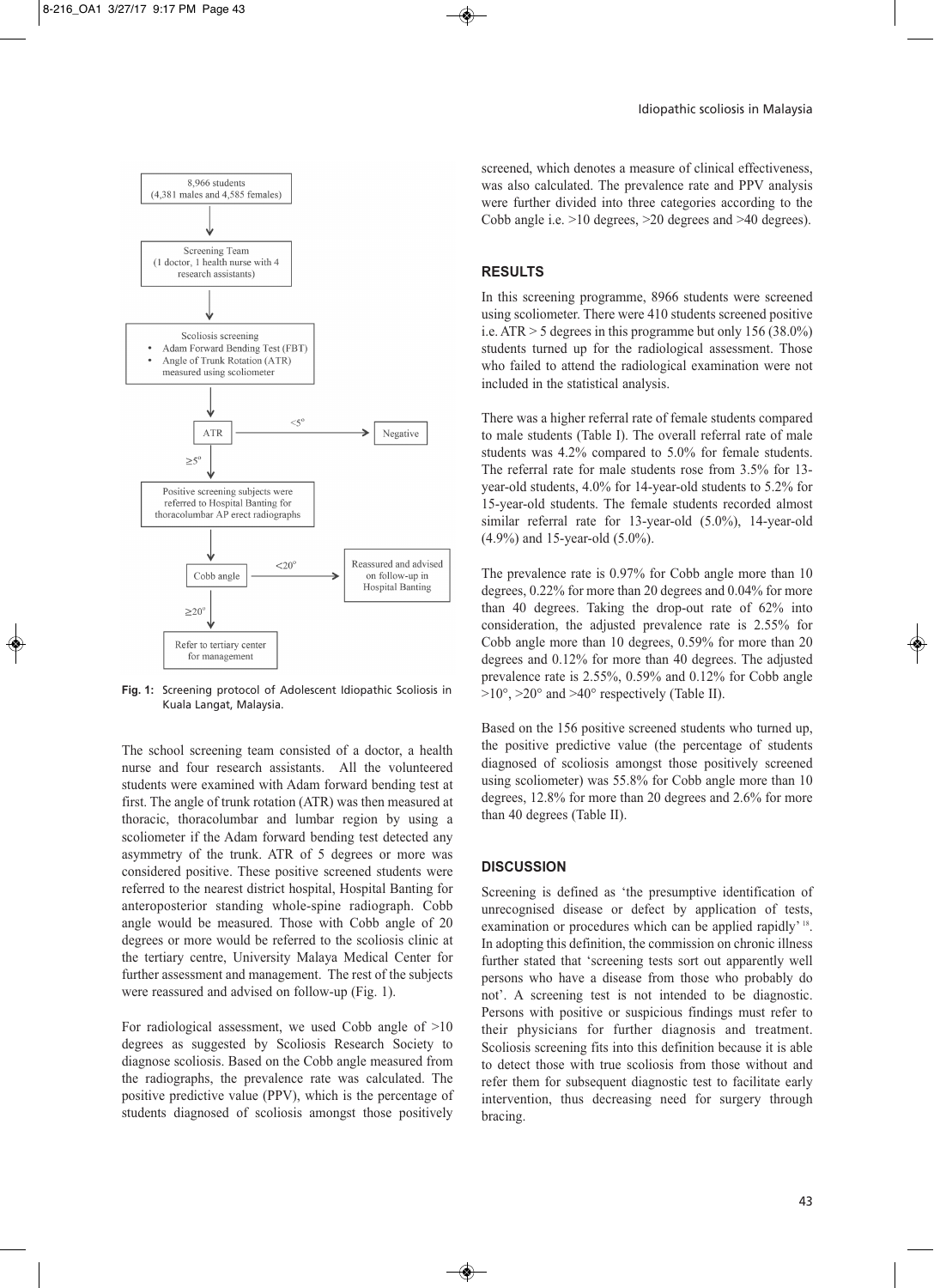8,966 students
(4,381 males and 4,585 females)

Screening Team
(1 doctor, 1 health nurse with 4 research assistants)

Scoliosis screening
- Adam Forward Bending Test (FBT)
- Angle of Trunk Rotation (ATR) measured using scoliometer

ATR — <5° → Negative

≥5°

Positive screening subjects were referred to Hospital Banting for thoracolumbar AP erect radiographs

Cobb angle — <20° → Reassured and advised on follow-up in Hospital Banting

≥20°

Refer to tertiary center for management

**Fig. 1:** Screening protocol of Adolescent Idiopathic Scoliosis in Kuala Langat, Malaysia.

The school screening team consisted of a doctor, a health nurse and four research assistants. All the volunteered students were examined with Adam forward bending test at first. The angle of trunk rotation (ATR) was then measured at thoracic, thoracolumbar and lumbar region by using a scoliometer if the Adam forward bending test detected any asymmetry of the trunk. ATR of 5 degrees or more was considered positive. These positive screened students were referred to the nearest district hospital, Hospital Banting for anteroposterior standing whole-spine radiograph. Cobb angle would be measured. Those with Cobb angle of 20 degrees or more would be referred to the scoliosis clinic at the tertiary centre, University Malaya Medical Center for further assessment and management. The rest of the subjects were reassured and advised on follow-up (Fig. 1).

For radiological assessment, we used Cobb angle of >10 degrees as suggested by Scoliosis Research Society to diagnose scoliosis. Based on the Cobb angle measured from the radiographs, the prevalence rate was calculated. The positive predictive value (PPV), which is the percentage of students diagnosed of scoliosis amongst those positively screened, which denotes a measure of clinical effectiveness, was also calculated. The prevalence rate and PPV analysis were further divided into three categories according to the Cobb angle i.e. >10 degrees, >20 degrees and >40 degrees).

## RESULTS

In this screening programme, 8966 students were screened using scoliometer. There were 410 students screened positive i.e. ATR > 5 degrees in this programme but only 156 (38.0%) students turned up for the radiological assessment. Those who failed to attend the radiological examination were not included in the statistical analysis.

There was a higher referral rate of female students compared to male students (Table I). The overall referral rate of male students was 4.2% compared to 5.0% for female students. The referral rate for male students rose from 3.5% for 13-year-old students, 4.0% for 14-year-old students to 5.2% for 15-year-old students. The female students recorded almost similar referral rate for 13-year-old (5.0%), 14-year-old (4.9%) and 15-year-old (5.0%).

The prevalence rate is 0.97% for Cobb angle more than 10 degrees, 0.22% for more than 20 degrees and 0.04% for more than 40 degrees. Taking the drop-out rate of 62% into consideration, the adjusted prevalence rate is 2.55% for Cobb angle more than 10 degrees, 0.59% for more than 20 degrees and 0.12% for more than 40 degrees. The adjusted prevalence rate is 2.55%, 0.59% and 0.12% for Cobb angle >10°, >20° and >40° respectively (Table II).

Based on the 156 positive screened students who turned up, the positive predictive value (the percentage of students diagnosed of scoliosis amongst those positively screened using scoliometer) was 55.8% for Cobb angle more than 10 degrees, 12.8% for more than 20 degrees and 2.6% for more than 40 degrees (Table II).

## DISCUSSION

Screening is defined as 'the presumptive identification of unrecognised disease or defect by application of tests, examination or procedures which can be applied rapidly'[18]. In adopting this definition, the commission on chronic illness further stated that 'screening tests sort out apparently well persons who have a disease from those who probably do not'. A screening test is not intended to be diagnostic. Persons with positive or suspicious findings must refer to their physicians for further diagnosis and treatment. Scoliosis screening fits into this definition because it is able to detect those with true scoliosis from those without and refer them for subsequent diagnostic test to facilitate early intervention, thus decreasing need for surgery through bracing.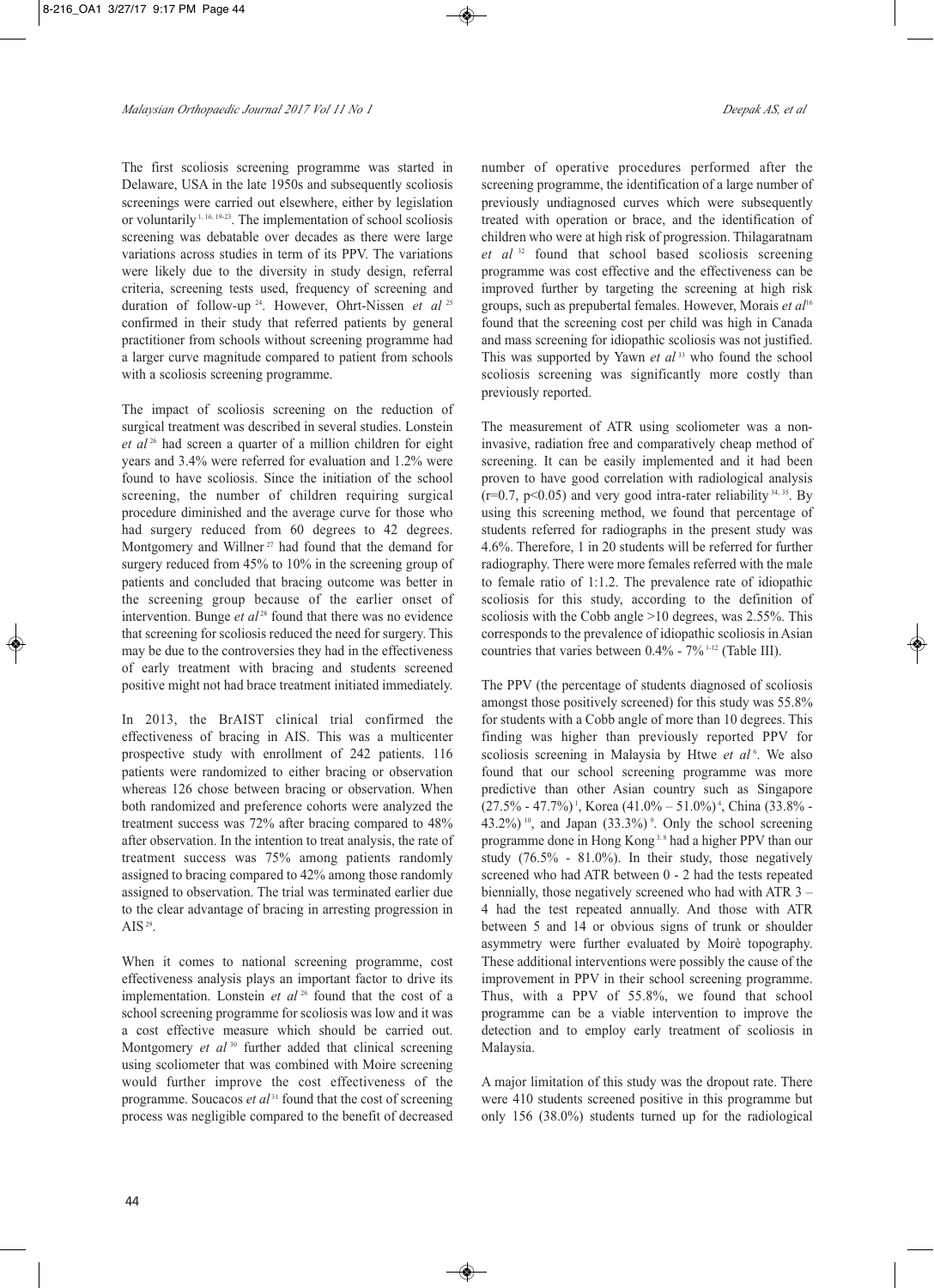The first scoliosis screening programme was started in Delaware, USA in the late 1950s and subsequently scoliosis screenings were carried out elsewhere, either by legislation or voluntarily [1, 16, 19-23]. The implementation of school scoliosis screening was debatable over decades as there were large variations across studies in term of its PPV. The variations were likely due to the diversity in study design, referral criteria, screening tests used, frequency of screening and duration of follow-up [24]. However, Ohrt-Nissen *et al* [25] confirmed in their study that referred patients by general practitioner from schools without screening programme had a larger curve magnitude compared to patient from schools with a scoliosis screening programme.

The impact of scoliosis screening on the reduction of surgical treatment was described in several studies. Lonstein *et al* [26] had screen a quarter of a million children for eight years and 3.4% were referred for evaluation and 1.2% were found to have scoliosis. Since the initiation of the school screening, the number of children requiring surgical procedure diminished and the average curve for those who had surgery reduced from 60 degrees to 42 degrees. Montgomery and Willner [27] had found that the demand for surgery reduced from 45% to 10% in the screening group of patients and concluded that bracing outcome was better in the screening group because of the earlier onset of intervention. Bunge *et al* [28] found that there was no evidence that screening for scoliosis reduced the need for surgery. This may be due to the controversies they had in the effectiveness of early treatment with bracing and students screened positive might not had brace treatment initiated immediately.

In 2013, the BrAIST clinical trial confirmed the effectiveness of bracing in AIS. This was a multicenter prospective study with enrollment of 242 patients. 116 patients were randomized to either bracing or observation whereas 126 chose between bracing or observation. When both randomized and preference cohorts were analyzed the treatment success was 72% after bracing compared to 48% after observation. In the intention to treat analysis, the rate of treatment success was 75% among patients randomly assigned to bracing compared to 42% among those randomly assigned to observation. The trial was terminated earlier due to the clear advantage of bracing in arresting progression in AIS [29].

When it comes to national screening programme, cost effectiveness analysis plays an important factor to drive its implementation. Lonstein *et al* [26] found that the cost of a school screening programme for scoliosis was low and it was a cost effective measure which should be carried out. Montgomery *et al* [30] further added that clinical screening using scoliometer that was combined with Moire screening would further improve the cost effectiveness of the programme. Soucacos *et al* [31] found that the cost of screening process was negligible compared to the benefit of decreased number of operative procedures performed after the screening programme, the identification of a large number of previously undiagnosed curves which were subsequently treated with operation or brace, and the identification of children who were at high risk of progression. Thilagaratnam *et al* [32] found that school based scoliosis screening programme was cost effective and the effectiveness can be improved further by targeting the screening at high risk groups, such as prepubertal females. However, Morais *et al* [16] found that the screening cost per child was high in Canada and mass screening for idiopathic scoliosis was not justified. This was supported by Yawn *et al* [33] who found the school scoliosis screening was significantly more costly than previously reported.

The measurement of ATR using scoliometer was a non-invasive, radiation free and comparatively cheap method of screening. It can be easily implemented and it had been proven to have good correlation with radiological analysis ($r=0.7$, $p<0.05$) and very good intra-rater reliability [34, 35]. By using this screening method, we found that percentage of students referred for radiographs in the present study was 4.6%. Therefore, 1 in 20 students will be referred for further radiography. There were more females referred with the male to female ratio of 1:1.2. The prevalence rate of idiopathic scoliosis for this study, according to the definition of scoliosis with the Cobb angle >10 degrees, was 2.55%. This corresponds to the prevalence of idiopathic scoliosis in Asian countries that varies between 0.4% - 7% [1-12] (Table III).

The PPV (the percentage of students diagnosed of scoliosis amongst those positively screened) for this study was 55.8% for students with a Cobb angle of more than 10 degrees. This finding was higher than previously reported PPV for scoliosis screening in Malaysia by Htwe *et al* [6]. We also found that our school screening programme was more predictive than other Asian country such as Singapore (27.5% - 47.7%) [1], Korea (41.0% – 51.0%) [4], China (33.8% - 43.2%) [10], and Japan (33.3%) [9]. Only the school screening programme done in Hong Kong [3, 8] had a higher PPV than our study (76.5% - 81.0%). In their study, those negatively screened who had ATR between 0 - 2 had the tests repeated biennially, those negatively screened who had with ATR 3 – 4 had the test repeated annually. And those with ATR between 5 and 14 or obvious signs of trunk or shoulder asymmetry were further evaluated by Moirè topography. These additional interventions were possibly the cause of the improvement in PPV in their school screening programme. Thus, with a PPV of 55.8%, we found that school programme can be a viable intervention to improve the detection and to employ early treatment of scoliosis in Malaysia.

A major limitation of this study was the dropout rate. There were 410 students screened positive in this programme but only 156 (38.0%) students turned up for the radiological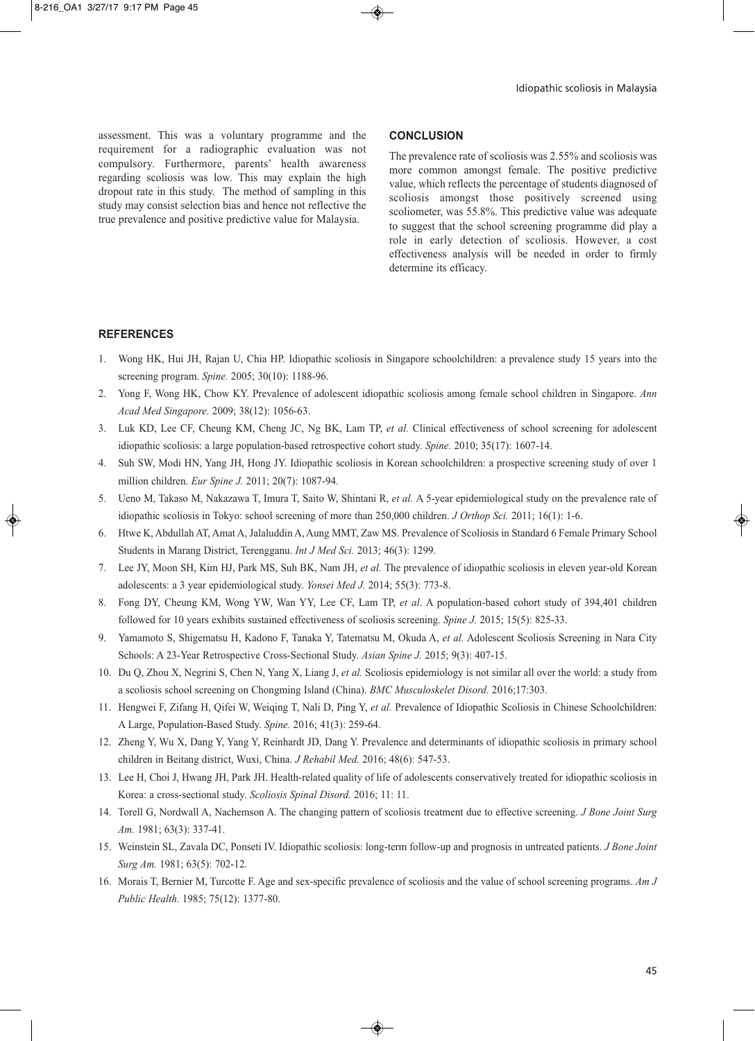assessment. This was a voluntary programme and the requirement for a radiographic evaluation was not compulsory. Furthermore, parents' health awareness regarding scoliosis was low. This may explain the high dropout rate in this study. The method of sampling in this study may consist selection bias and hence not reflective the true prevalence and positive predictive value for Malaysia.

## CONCLUSION

The prevalence rate of scoliosis was 2.55% and scoliosis was more common amongst female. The positive predictive value, which reflects the percentage of students diagnosed of scoliosis amongst those positively screened using scoliometer, was 55.8%. This predictive value was adequate to suggest that the school screening programme did play a role in early detection of scoliosis. However, a cost effectiveness analysis will be needed in order to firmly determine its efficacy.

## REFERENCES

1. Wong HK, Hui JH, Rajan U, Chia HP. Idiopathic scoliosis in Singapore schoolchildren: a prevalence study 15 years into the screening program. *Spine.* 2005; 30(10): 1188-96.
2. Yong F, Wong HK, Chow KY. Prevalence of adolescent idiopathic scoliosis among female school children in Singapore. *Ann Acad Med Singapore.* 2009; 38(12): 1056-63.
3. Luk KD, Lee CF, Cheung KM, Cheng JC, Ng BK, Lam TP, *et al.* Clinical effectiveness of school screening for adolescent idiopathic scoliosis: a large population-based retrospective cohort study. *Spine.* 2010; 35(17): 1607-14.
4. Suh SW, Modi HN, Yang JH, Hong JY. Idiopathic scoliosis in Korean schoolchildren: a prospective screening study of over 1 million children. *Eur Spine J.* 2011; 20(7): 1087-94.
5. Ueno M, Takaso M, Nakazawa T, Imura T, Saito W, Shintani R, *et al.* A 5-year epidemiological study on the prevalence rate of idiopathic scoliosis in Tokyo: school screening of more than 250,000 children. *J Orthop Sci.* 2011; 16(1): 1-6.
6. Htwe K, Abdullah AT, Amat A, Jalaluddin A, Aung MMT, Zaw MS. Prevalence of Scoliosis in Standard 6 Female Primary School Students in Marang District, Terengganu. *Int J Med Sci.* 2013; 46(3): 1299.
7. Lee JY, Moon SH, Kim HJ, Park MS, Suh BK, Nam JH, *et al.* The prevalence of idiopathic scoliosis in eleven year-old Korean adolescents: a 3 year epidemiological study. *Yonsei Med J.* 2014; 55(3): 773-8.
8. Fong DY, Cheung KM, Wong YW, Wan YY, Lee CF, Lam TP, *et al*. A population-based cohort study of 394,401 children followed for 10 years exhibits sustained effectiveness of scoliosis screening. *Spine J.* 2015; 15(5): 825-33.
9. Yamamoto S, Shigematsu H, Kadono F, Tanaka Y, Tatematsu M, Okuda A, *et al.* Adolescent Scoliosis Screening in Nara City Schools: A 23-Year Retrospective Cross-Sectional Study. *Asian Spine J.* 2015; 9(3): 407-15.
10. Du Q, Zhou X, Negrini S, Chen N, Yang X, Liang J, *et al.* Scoliosis epidemiology is not similar all over the world: a study from a scoliosis school screening on Chongming Island (China). *BMC Musculoskelet Disord.* 2016;17:303.
11. Hengwei F, Zifang H, Qifei W, Weiqing T, Nali D, Ping Y, *et al.* Prevalence of Idiopathic Scoliosis in Chinese Schoolchildren: A Large, Population-Based Study. *Spine.* 2016; 41(3): 259-64.
12. Zheng Y, Wu X, Dang Y, Yang Y, Reinhardt JD, Dang Y. Prevalence and determinants of idiopathic scoliosis in primary school children in Beitang district, Wuxi, China. *J Rehabil Med.* 2016; 48(6): 547-53.
13. Lee H, Choi J, Hwang JH, Park JH. Health-related quality of life of adolescents conservatively treated for idiopathic scoliosis in Korea: a cross-sectional study. *Scoliosis Spinal Disord.* 2016; 11: 11.
14. Torell G, Nordwall A, Nachemson A. The changing pattern of scoliosis treatment due to effective screening. *J Bone Joint Surg Am.* 1981; 63(3): 337-41.
15. Weinstein SL, Zavala DC, Ponseti IV. Idiopathic scoliosis: long-term follow-up and prognosis in untreated patients. *J Bone Joint Surg Am.* 1981; 63(5): 702-12.
16. Morais T, Bernier M, Turcotte F. Age and sex-specific prevalence of scoliosis and the value of school screening programs. *Am J Public Health.* 1985; 75(12): 1377-80.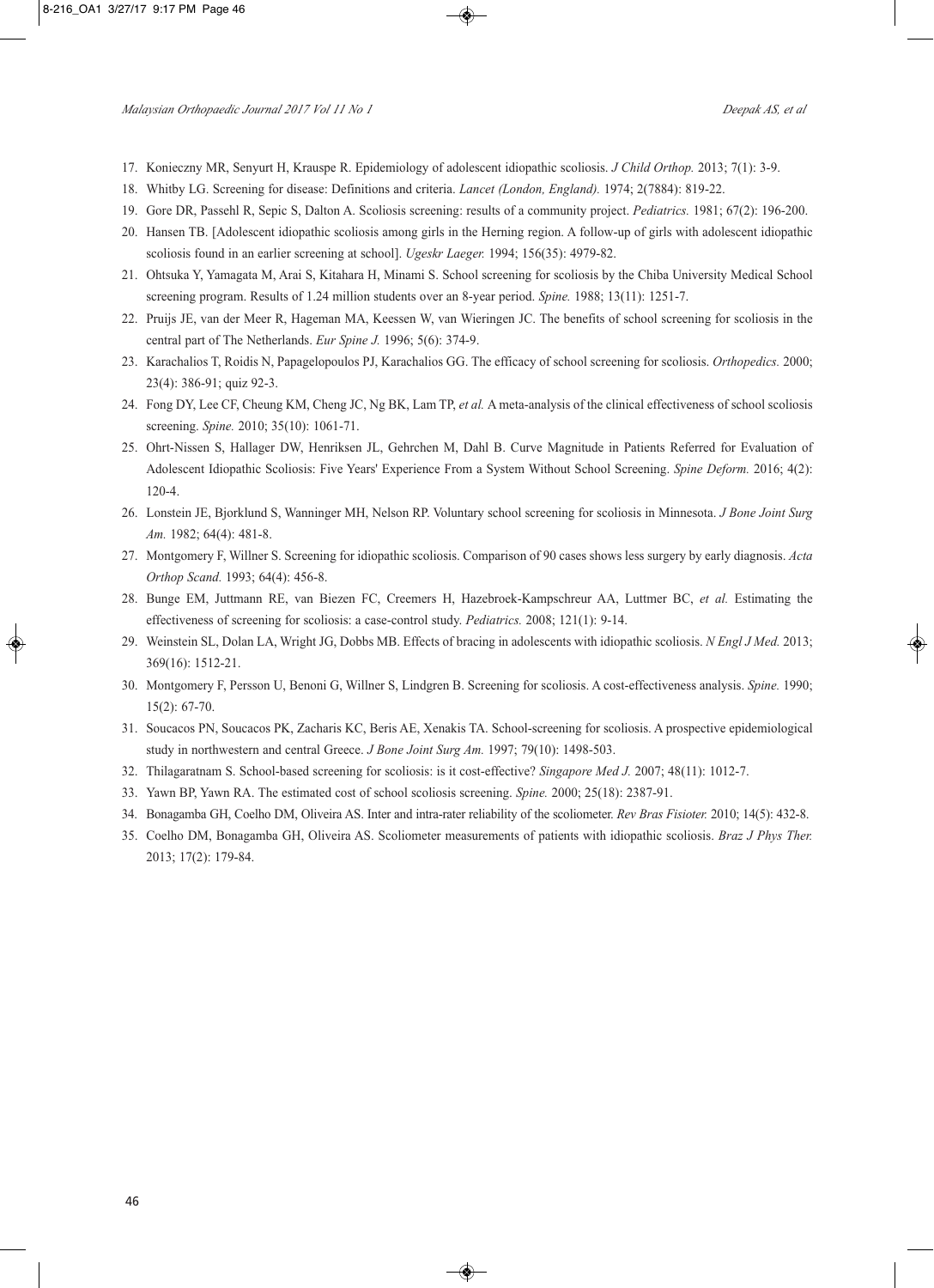17. Konieczny MR, Senyurt H, Krauspe R. Epidemiology of adolescent idiopathic scoliosis. *J Child Orthop.* 2013; 7(1): 3-9.
18. Whitby LG. Screening for disease: Definitions and criteria. *Lancet (London, England).* 1974; 2(7884): 819-22.
19. Gore DR, Passehl R, Sepic S, Dalton A. Scoliosis screening: results of a community project. *Pediatrics.* 1981; 67(2): 196-200.
20. Hansen TB. [Adolescent idiopathic scoliosis among girls in the Herning region. A follow-up of girls with adolescent idiopathic scoliosis found in an earlier screening at school]. *Ugeskr Laeger.* 1994; 156(35): 4979-82.
21. Ohtsuka Y, Yamagata M, Arai S, Kitahara H, Minami S. School screening for scoliosis by the Chiba University Medical School screening program. Results of 1.24 million students over an 8-year period. *Spine.* 1988; 13(11): 1251-7.
22. Pruijs JE, van der Meer R, Hageman MA, Keessen W, van Wieringen JC. The benefits of school screening for scoliosis in the central part of The Netherlands. *Eur Spine J.* 1996; 5(6): 374-9.
23. Karachalios T, Roidis N, Papagelopoulos PJ, Karachalios GG. The efficacy of school screening for scoliosis. *Orthopedics.* 2000; 23(4): 386-91; quiz 92-3.
24. Fong DY, Lee CF, Cheung KM, Cheng JC, Ng BK, Lam TP, *et al.* A meta-analysis of the clinical effectiveness of school scoliosis screening. *Spine.* 2010; 35(10): 1061-71.
25. Ohrt-Nissen S, Hallager DW, Henriksen JL, Gehrchen M, Dahl B. Curve Magnitude in Patients Referred for Evaluation of Adolescent Idiopathic Scoliosis: Five Years' Experience From a System Without School Screening. *Spine Deform.* 2016; 4(2): 120-4.
26. Lonstein JE, Bjorklund S, Wanninger MH, Nelson RP. Voluntary school screening for scoliosis in Minnesota. *J Bone Joint Surg Am.* 1982; 64(4): 481-8.
27. Montgomery F, Willner S. Screening for idiopathic scoliosis. Comparison of 90 cases shows less surgery by early diagnosis. *Acta Orthop Scand.* 1993; 64(4): 456-8.
28. Bunge EM, Juttmann RE, van Biezen FC, Creemers H, Hazebroek-Kampschreur AA, Luttmer BC, *et al.* Estimating the effectiveness of screening for scoliosis: a case-control study. *Pediatrics.* 2008; 121(1): 9-14.
29. Weinstein SL, Dolan LA, Wright JG, Dobbs MB. Effects of bracing in adolescents with idiopathic scoliosis. *N Engl J Med.* 2013; 369(16): 1512-21.
30. Montgomery F, Persson U, Benoni G, Willner S, Lindgren B. Screening for scoliosis. A cost-effectiveness analysis. *Spine.* 1990; 15(2): 67-70.
31. Soucacos PN, Soucacos PK, Zacharis KC, Beris AE, Xenakis TA. School-screening for scoliosis. A prospective epidemiological study in northwestern and central Greece. *J Bone Joint Surg Am.* 1997; 79(10): 1498-503.
32. Thilagaratnam S. School-based screening for scoliosis: is it cost-effective? *Singapore Med J.* 2007; 48(11): 1012-7.
33. Yawn BP, Yawn RA. The estimated cost of school scoliosis screening. *Spine.* 2000; 25(18): 2387-91.
34. Bonagamba GH, Coelho DM, Oliveira AS. Inter and intra-rater reliability of the scoliometer. *Rev Bras Fisioter.* 2010; 14(5): 432-8.
35. Coelho DM, Bonagamba GH, Oliveira AS. Scoliometer measurements of patients with idiopathic scoliosis. *Braz J Phys Ther.* 2013; 17(2): 179-84.